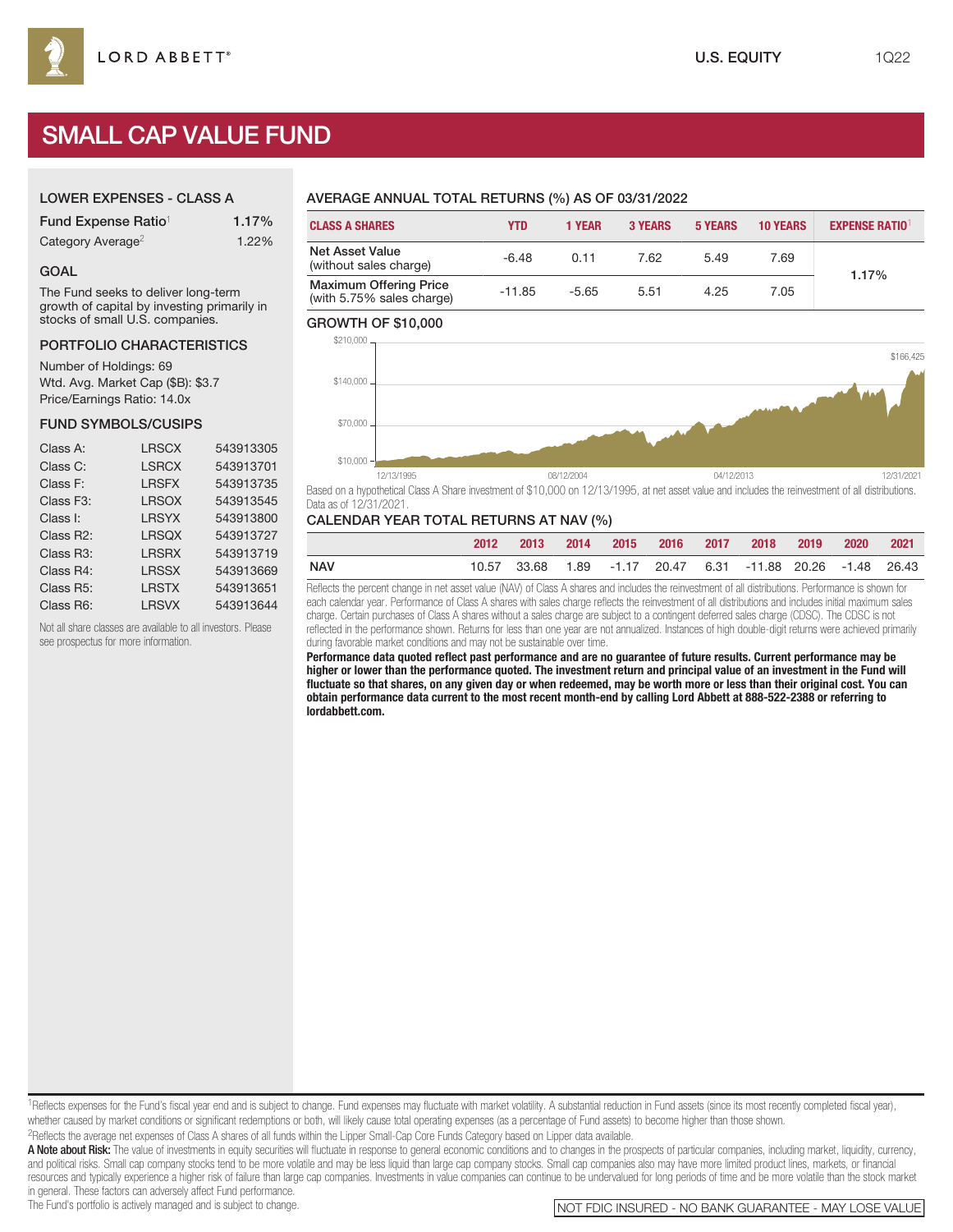LORD ABBETT®

U.S. EQUITY 1Q22

# SMALL CAP VALUE FUND

## LOWER EXPENSES - CLASS A

| | |
|---|---|
| Fund Expense Ratio[1] | 1.17% |
| Category Average[2] | 1.22% |

## GOAL

The Fund seeks to deliver long-term growth of capital by investing primarily in stocks of small U.S. companies.

## PORTFOLIO CHARACTERISTICS

Number of Holdings: 69

Wtd. Avg. Market Cap ($B): $3.7

Price/Earnings Ratio: 14.0x

## FUND SYMBOLS/CUSIPS

| | | |
|---|---|---|
| Class A: | LRSCX | 543913305 |
| Class C: | LSRCX | 543913701 |
| Class F: | LRSFX | 543913735 |
| Class F3: | LRSOX | 543913545 |
| Class I: | LRSYX | 543913800 |
| Class R2: | LRSQX | 543913727 |
| Class R3: | LRSRX | 543913719 |
| Class R4: | LRSSX | 543913669 |
| Class R5: | LRSTX | 543913651 |
| Class R6: | LRSVX | 543913644 |

Not all share classes are available to all investors. Please see prospectus for more information.

## AVERAGE ANNUAL TOTAL RETURNS (%) AS OF 03/31/2022

| CLASS A SHARES | YTD | 1 YEAR | 3 YEARS | 5 YEARS | 10 YEARS | EXPENSE RATIO[1] |
|---|---|---|---|---|---|---|
| Net Asset Value (without sales charge) | -6.48 | 0.11 | 7.62 | 5.49 | 7.69 | 1.17% |
| Maximum Offering Price (with 5.75% sales charge) | -11.85 | -5.65 | 5.51 | 4.25 | 7.05 | |

## GROWTH OF $10,000

$210,000 · $140,000 · $70,000 · $10,000

12/13/1995 · 08/12/2004 · 04/12/2013 · 12/31/2021

$166,425

Based on a hypothetical Class A Share investment of $10,000 on 12/13/1995, at net asset value and includes the reinvestment of all distributions. Data as of 12/31/2021.

## CALENDAR YEAR TOTAL RETURNS AT NAV (%)

| | 2012 | 2013 | 2014 | 2015 | 2016 | 2017 | 2018 | 2019 | 2020 | 2021 |
|---|---|---|---|---|---|---|---|---|---|---|
| NAV | 10.57 | 33.68 | 1.89 | -1.17 | 20.47 | 6.31 | -11.88 | 20.26 | -1.48 | 26.43 |

Reflects the percent change in net asset value (NAV) of Class A shares and includes the reinvestment of all distributions. Performance is shown for each calendar year. Performance of Class A shares with sales charge reflects the reinvestment of all distributions and includes initial maximum sales charge. Certain purchases of Class A shares without a sales charge are subject to a contingent deferred sales charge (CDSC). The CDSC is not reflected in the performance shown. Returns for less than one year are not annualized. Instances of high double-digit returns were achieved primarily during favorable market conditions and may not be sustainable over time.

**Performance data quoted reflect past performance and are no guarantee of future results. Current performance may be higher or lower than the performance quoted. The investment return and principal value of an investment in the Fund will fluctuate so that shares, on any given day or when redeemed, may be worth more or less than their original cost. You can obtain performance data current to the most recent month-end by calling Lord Abbett at 888-522-2388 or referring to lordabbett.com.**

[1]Reflects expenses for the Fund's fiscal year end and is subject to change. Fund expenses may fluctuate with market volatility. A substantial reduction in Fund assets (since its most recently completed fiscal year), whether caused by market conditions or significant redemptions or both, will likely cause total operating expenses (as a percentage of Fund assets) to become higher than those shown.

[2]Reflects the average net expenses of Class A shares of all funds within the Lipper Small-Cap Core Funds Category based on Lipper data available.

**A Note about Risk:** The value of investments in equity securities will fluctuate in response to general economic conditions and to changes in the prospects of particular companies, including market, liquidity, currency, and political risks. Small cap company stocks tend to be more volatile and may be less liquid than large cap company stocks. Small cap companies also may have more limited product lines, markets, or financial resources and typically experience a higher risk of failure than large cap companies. Investments in value companies can continue to be undervalued for long periods of time and be more volatile than the stock market in general. These factors can adversely affect Fund performance.

The Fund's portfolio is actively managed and is subject to change.

NOT FDIC INSURED - NO BANK GUARANTEE - MAY LOSE VALUE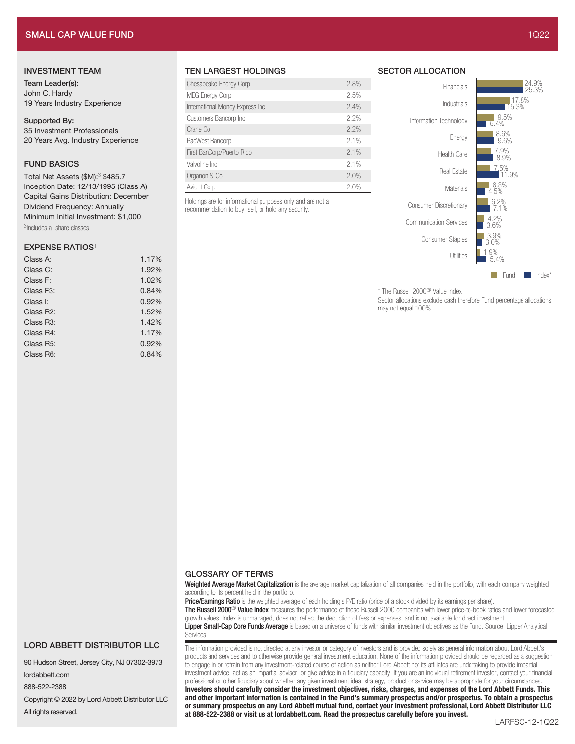## INVESTMENT TEAM

**Team Leader(s):**
John C. Hardy
19 Years Industry Experience

**Supported By:**
35 Investment Professionals
20 Years Avg. Industry Experience

## FUND BASICS

Total Net Assets ($M):[3] $485.7
Inception Date: 12/13/1995 (Class A)
Capital Gains Distribution: December
Dividend Frequency: Annually
Minimum Initial Investment: $1,000

[3]Includes all share classes.

## EXPENSE RATIOS[1]

| | |
|---|---|
| Class A: | 1.17% |
| Class C: | 1.92% |
| Class F: | 1.02% |
| Class F3: | 0.84% |
| Class I: | 0.92% |
| Class R2: | 1.52% |
| Class R3: | 1.42% |
| Class R4: | 1.17% |
| Class R5: | 0.92% |
| Class R6: | 0.84% |

## TEN LARGEST HOLDINGS

| | |
|---|---|
| Chesapeake Energy Corp | 2.8% |
| MEG Energy Corp | 2.5% |
| International Money Express Inc | 2.4% |
| Customers Bancorp Inc | 2.2% |
| Crane Co | 2.2% |
| PacWest Bancorp | 2.1% |
| First BanCorp/Puerto Rico | 2.1% |
| Valvoline Inc | 2.1% |
| Organon & Co | 2.0% |
| Avient Corp | 2.0% |

Holdings are for informational purposes only and are not a recommendation to buy, sell, or hold any security.

## SECTOR ALLOCATION

Financials 24.9% 25.3%
Industrials 17.8% 15.3%
Information Technology 9.5% 5.4%
Energy 8.6% 9.6%
Health Care 7.9% 8.9%
Real Estate 7.5% 11.9%
Materials 6.8% 4.5%
Consumer Discretionary 6.2% 7.1%
Communication Services 4.2% 3.6%
Consumer Staples 3.9% 3.0%
Utilities 1.9% 5.4%

Fund Index*

\* The Russell 2000® Value Index
Sector allocations exclude cash therefore Fund percentage allocations may not equal 100%.

## GLOSSARY OF TERMS

**Weighted Average Market Capitalization** is the average market capitalization of all companies held in the portfolio, with each company weighted according to its percent held in the portfolio.
**Price/Earnings Ratio** is the weighted average of each holding's P/E ratio (price of a stock divided by its earnings per share).
**The Russell 2000® Value Index** measures the performance of those Russell 2000 companies with lower price-to-book ratios and lower forecasted growth values. Index is unmanaged, does not reflect the deduction of fees or expenses; and is not available for direct investment.
**Lipper Small-Cap Core Funds Average** is based on a universe of funds with similar investment objectives as the Fund. Source: Lipper Analytical Services.

The information provided is not directed at any investor or category of investors and is provided solely as general information about Lord Abbett's products and services and to otherwise provide general investment education. None of the information provided should be regarded as a suggestion to engage in or refrain from any investment-related course of action as neither Lord Abbett nor its affiliates are undertaking to provide impartial investment advice, act as an impartial adviser, or give advice in a fiduciary capacity. If you are an individual retirement investor, contact your financial professional or other fiduciary about whether any given investment idea, strategy, product or service may be appropriate for your circumstances.
**Investors should carefully consider the investment objectives, risks, charges, and expenses of the Lord Abbett Funds. This and other important information is contained in the Fund's summary prospectus and/or prospectus. To obtain a prospectus or summary prospectus on any Lord Abbett mutual fund, contact your investment professional, Lord Abbett Distributor LLC at 888-522-2388 or visit us at lordabbett.com. Read the prospectus carefully before you invest.**

## LORD ABBETT DISTRIBUTOR LLC

90 Hudson Street, Jersey City, NJ 07302-3973
lordabbett.com
888-522-2388
Copyright © 2022 by Lord Abbett Distributor LLC
All rights reserved.

LARFSC-12-1Q22